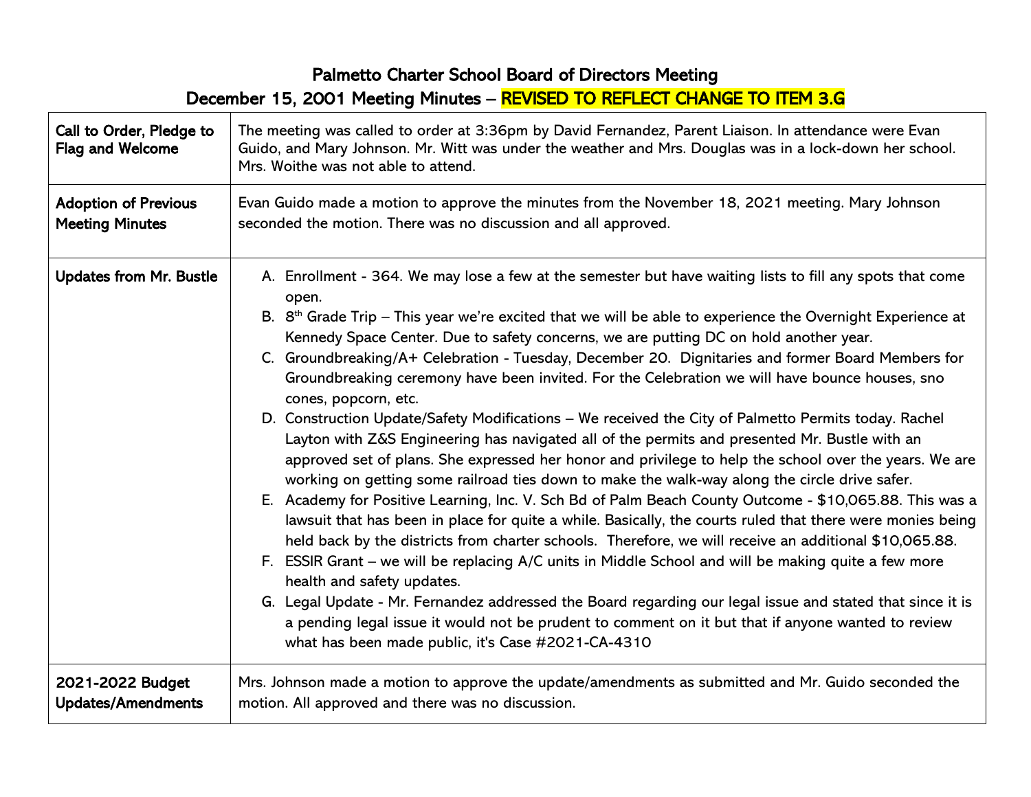# Palmetto Charter School Board of Directors Meeting

## December 15, 2001 Meeting Minutes – REVISED TO REFLECT CHANGE TO ITEM 3.G

| | |
|---|---|
| **Call to Order, Pledge to Flag and Welcome** | The meeting was called to order at 3:36pm by David Fernandez, Parent Liaison. In attendance were Evan Guido, and Mary Johnson. Mr. Witt was under the weather and Mrs. Douglas was in a lock-down her school. Mrs. Woithe was not able to attend. |
| **Adoption of Previous Meeting Minutes** | Evan Guido made a motion to approve the minutes from the November 18, 2021 meeting. Mary Johnson seconded the motion. There was no discussion and all approved. |
| **Updates from Mr. Bustle** | A. Enrollment - 364. We may lose a few at the semester but have waiting lists to fill any spots that come open.<br>B. 8th Grade Trip – This year we're excited that we will be able to experience the Overnight Experience at Kennedy Space Center. Due to safety concerns, we are putting DC on hold another year.<br>C. Groundbreaking/A+ Celebration - Tuesday, December 20. Dignitaries and former Board Members for Groundbreaking ceremony have been invited. For the Celebration we will have bounce houses, sno cones, popcorn, etc.<br>D. Construction Update/Safety Modifications – We received the City of Palmetto Permits today. Rachel Layton with Z&S Engineering has navigated all of the permits and presented Mr. Bustle with an approved set of plans. She expressed her honor and privilege to help the school over the years. We are working on getting some railroad ties down to make the walk-way along the circle drive safer.<br>E. Academy for Positive Learning, Inc. V. Sch Bd of Palm Beach County Outcome - $10,065.88. This was a lawsuit that has been in place for quite a while. Basically, the courts ruled that there were monies being held back by the districts from charter schools. Therefore, we will receive an additional $10,065.88.<br>F. ESSIR Grant – we will be replacing A/C units in Middle School and will be making quite a few more health and safety updates.<br>G. Legal Update - Mr. Fernandez addressed the Board regarding our legal issue and stated that since it is a pending legal issue it would not be prudent to comment on it but that if anyone wanted to review what has been made public, it's Case #2021-CA-4310 |
| **2021-2022 Budget Updates/Amendments** | Mrs. Johnson made a motion to approve the update/amendments as submitted and Mr. Guido seconded the motion. All approved and there was no discussion. |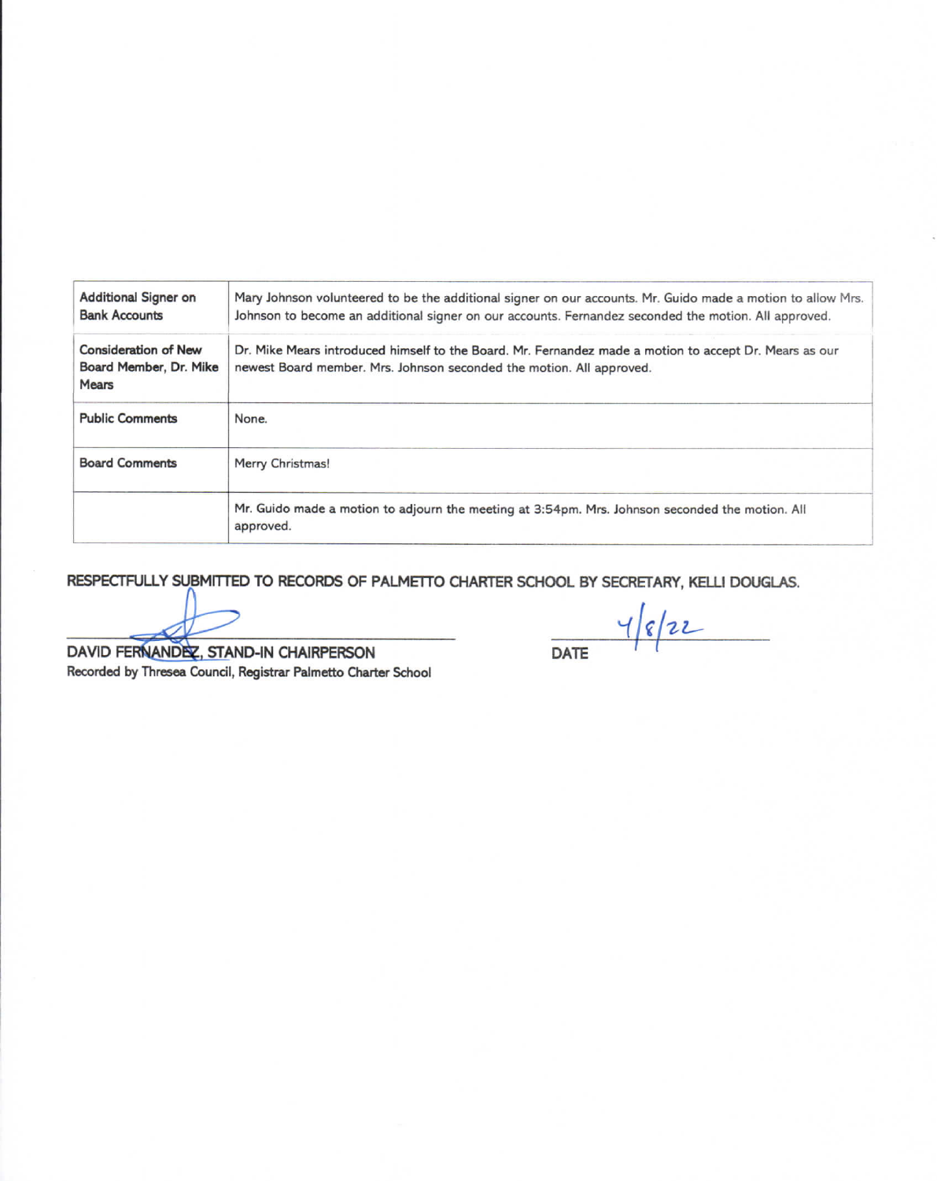| | |
|---|---|
| **Additional Signer on Bank Accounts** | Mary Johnson volunteered to be the additional signer on our accounts. Mr. Guido made a motion to allow Mrs. Johnson to become an additional signer on our accounts. Fernandez seconded the motion. All approved. |
| **Consideration of New Board Member, Dr. Mike Mears** | Dr. Mike Mears introduced himself to the Board. Mr. Fernandez made a motion to accept Dr. Mears as our newest Board member. Mrs. Johnson seconded the motion. All approved. |
| **Public Comments** | None. |
| **Board Comments** | Merry Christmas! |
| | Mr. Guido made a motion to adjourn the meeting at 3:54pm. Mrs. Johnson seconded the motion. All approved. |

**RESPECTFULLY SUBMITTED TO RECORDS OF PALMETTO CHARTER SCHOOL BY SECRETARY, KELLI DOUGLAS.**

**DAVID FERNANDEZ, STAND-IN CHAIRPERSON**
**Recorded by Thresea Council, Registrar Palmetto Charter School**

**DATE** 4/8/22